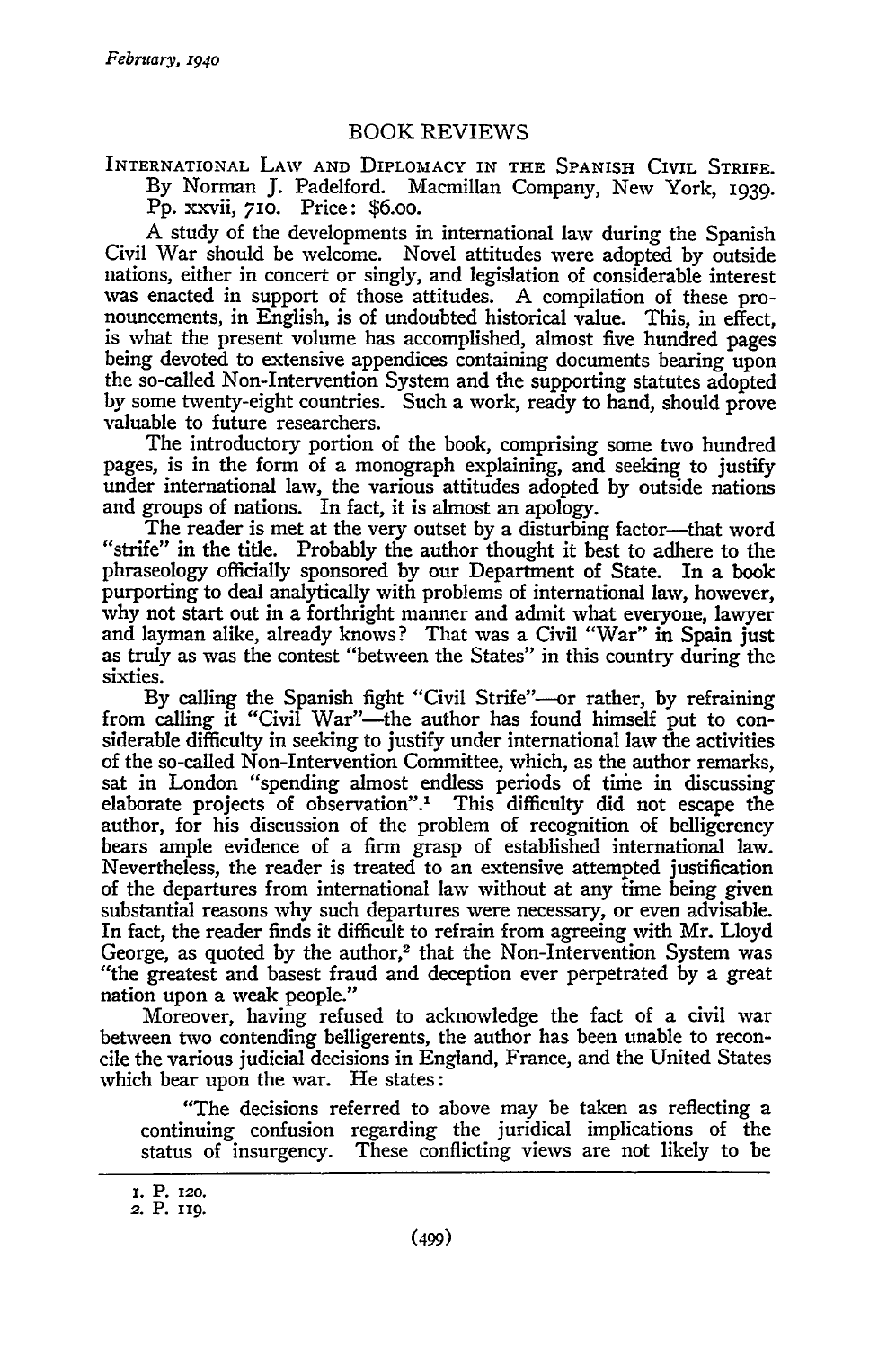# BOOK REVIEWS

INTERNATIONAL LAW AND DIPLOMACY IN THE SPANISH CIVIL STRIFE. By Norman J. Padelford. Macmillan Company, New York, 1939. Pp. xxvii, 710. Price: $6.00.

A study of the developments in international law during the Spanish Civil War should be welcome. Novel attitudes were adopted by outside nations, either in concert or singly, and legislation of considerable interest was enacted in support of those attitudes. A compilation of these pronouncements, in English, is of undoubted historical value. This, in effect, is what the present volume has accomplished, almost five hundred pages being devoted to extensive appendices containing documents bearing upon the so-called Non-Intervention System and the supporting statutes adopted by some twenty-eight countries. Such a work, ready to hand, should prove valuable to future researchers.

The introductory portion of the book, comprising some two hundred pages, is in the form of a monograph explaining, and seeking to justify under international law, the various attitudes adopted by outside nations and groups of nations. In fact, it is almost an apology.

The reader is met at the very outset by a disturbing factor—that word "strife" in the title. Probably the author thought it best to adhere to the phraseology officially sponsored by our Department of State. In a book purporting to deal analytically with problems of international law, however, why not start out in a forthright manner and admit what everyone, lawyer and layman alike, already knows? That was a Civil "War" in Spain just as truly as was the contest "between the States" in this country during the sixties.

By calling the Spanish fight "Civil Strife"—or rather, by refraining from calling it "Civil War"—the author has found himself put to considerable difficulty in seeking to justify under international law the activities of the so-called Non-Intervention Committee, which, as the author remarks, sat in London "spending almost endless periods of time in discussing elaborate projects of observation".[1] This difficulty did not escape the author, for his discussion of the problem of recognition of belligerency bears ample evidence of a firm grasp of established international law. Nevertheless, the reader is treated to an extensive attempted justification of the departures from international law without at any time being given substantial reasons why such departures were necessary, or even advisable. In fact, the reader finds it difficult to refrain from agreeing with Mr. Lloyd George, as quoted by the author,[2] that the Non-Intervention System was "the greatest and basest fraud and deception ever perpetrated by a great nation upon a weak people."

Moreover, having refused to acknowledge the fact of a civil war between two contending belligerents, the author has been unable to reconcile the various judicial decisions in England, France, and the United States which bear upon the war. He states:

> "The decisions referred to above may be taken as reflecting a continuing confusion regarding the juridical implications of the status of insurgency. These conflicting views are not likely to be

1. P. 120.
2. P. 119.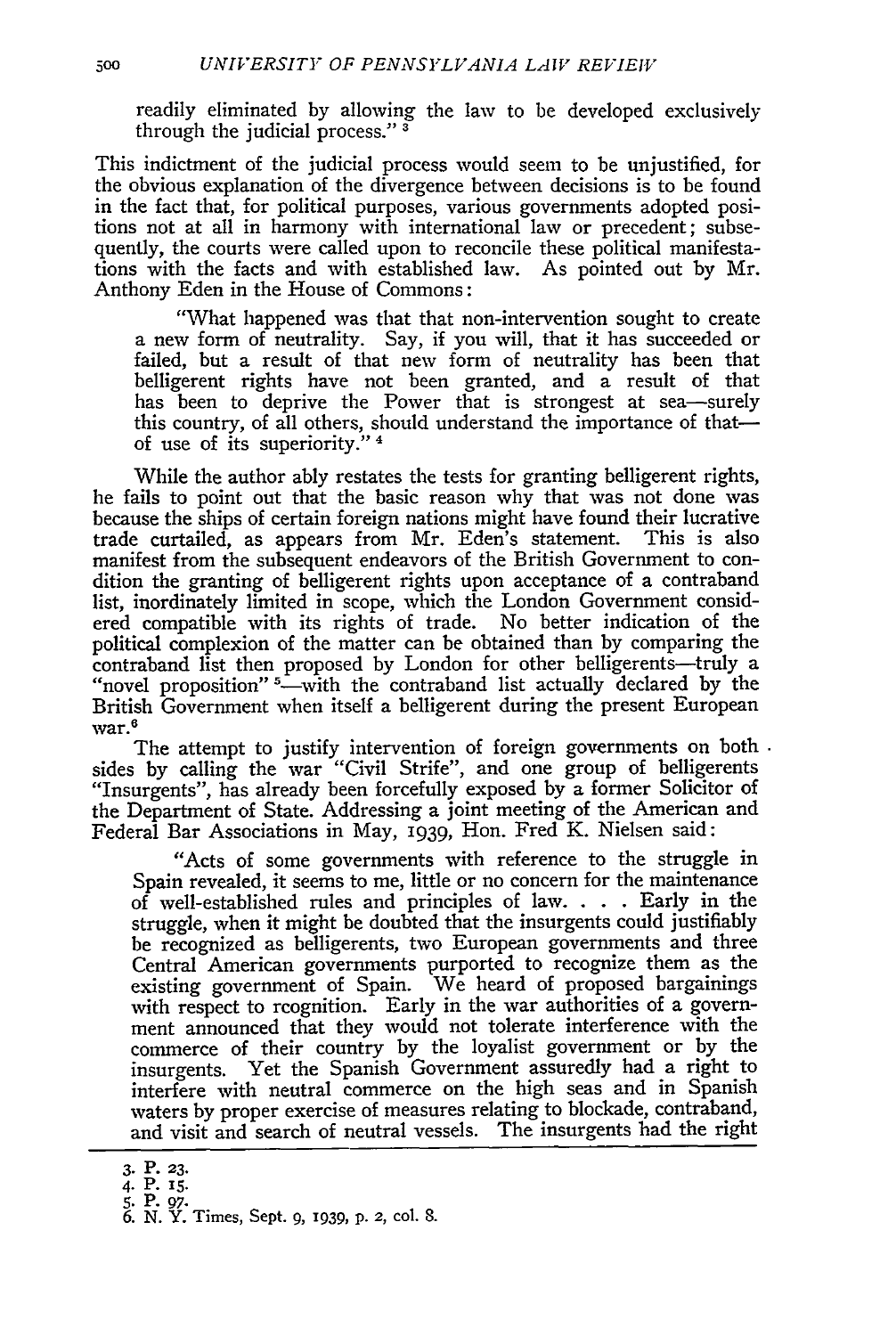readily eliminated by allowing the law to be developed exclusively through the judicial process." [3]

This indictment of the judicial process would seem to be unjustified, for the obvious explanation of the divergence between decisions is to be found in the fact that, for political purposes, various governments adopted positions not at all in harmony with international law or precedent; subsequently, the courts were called upon to reconcile these political manifestations with the facts and with established law. As pointed out by Mr. Anthony Eden in the House of Commons:

> "What happened was that that non-intervention sought to create a new form of neutrality. Say, if you will, that it has succeeded or failed, but a result of that new form of neutrality has been that belligerent rights have not been granted, and a result of that has been to deprive the Power that is strongest at sea—surely this country, of all others, should understand the importance of that—of use of its superiority." [4]

While the author ably restates the tests for granting belligerent rights, he fails to point out that the basic reason why that was not done was because the ships of certain foreign nations might have found their lucrative trade curtailed, as appears from Mr. Eden's statement. This is also manifest from the subsequent endeavors of the British Government to condition the granting of belligerent rights upon acceptance of a contraband list, inordinately limited in scope, which the London Government considered compatible with its rights of trade. No better indication of the political complexion of the matter can be obtained than by comparing the contraband list then proposed by London for other belligerents—truly a "novel proposition" [5]—with the contraband list actually declared by the British Government when itself a belligerent during the present European war.[6]

The attempt to justify intervention of foreign governments on both sides by calling the war "Civil Strife", and one group of belligerents "Insurgents", has already been forcefully exposed by a former Solicitor of the Department of State. Addressing a joint meeting of the American and Federal Bar Associations in May, 1939, Hon. Fred K. Nielsen said:

> "Acts of some governments with reference to the struggle in Spain revealed, it seems to me, little or no concern for the maintenance of well-established rules and principles of law. . . . Early in the struggle, when it might be doubted that the insurgents could justifiably be recognized as belligerents, two European governments and three Central American governments purported to recognize them as the existing government of Spain. We heard of proposed bargainings with respect to rcognition. Early in the war authorities of a government announced that they would not tolerate interference with the commerce of their country by the loyalist government or by the insurgents. Yet the Spanish Government assuredly had a right to interfere with neutral commerce on the high seas and in Spanish waters by proper exercise of measures relating to blockade, contraband, and visit and search of neutral vessels. The insurgents had the right

---

3. P. 23.
4. P. 15.
5. P. 97.
6. N. Y. Times, Sept. 9, 1939, p. 2, col. 8.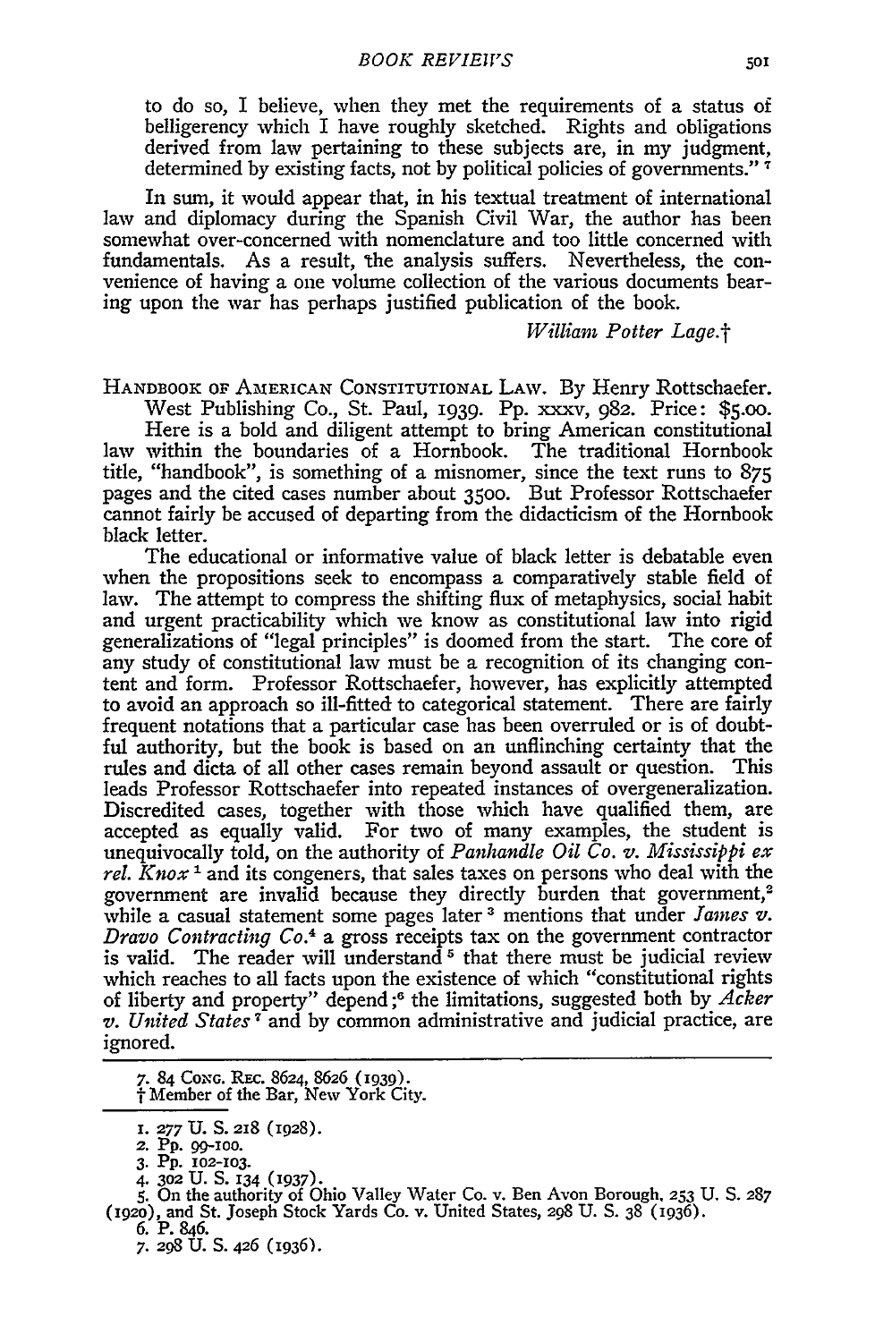to do so, I believe, when they met the requirements of a status of belligerency which I have roughly sketched. Rights and obligations derived from law pertaining to these subjects are, in my judgment, determined by existing facts, not by political policies of governments." [7]

In sum, it would appear that, in his textual treatment of international law and diplomacy during the Spanish Civil War, the author has been somewhat over-concerned with nomenclature and too little concerned with fundamentals. As a result, the analysis suffers. Nevertheless, the convenience of having a one volume collection of the various documents bearing upon the war has perhaps justified publication of the book.

*William Potter Lage.*†

HANDBOOK OF AMERICAN CONSTITUTIONAL LAW. By Henry Rottschaefer. West Publishing Co., St. Paul, 1939. Pp. xxxv, 982. Price: $5.00.

Here is a bold and diligent attempt to bring American constitutional law within the boundaries of a Hornbook. The traditional Hornbook title, "handbook", is something of a misnomer, since the text runs to 875 pages and the cited cases number about 3500. But Professor Rottschaefer cannot fairly be accused of departing from the didacticism of the Hornbook black letter.

The educational or informative value of black letter is debatable even when the propositions seek to encompass a comparatively stable field of law. The attempt to compress the shifting flux of metaphysics, social habit and urgent practicability which we know as constitutional law into rigid generalizations of "legal principles" is doomed from the start. The core of any study of constitutional law must be a recognition of its changing content and form. Professor Rottschaefer, however, has explicitly attempted to avoid an approach so ill-fitted to categorical statement. There are fairly frequent notations that a particular case has been overruled or is of doubtful authority, but the book is based on an unflinching certainty that the rules and dicta of all other cases remain beyond assault or question. This leads Professor Rottschaefer into repeated instances of overgeneralization. Discredited cases, together with those which have qualified them, are accepted as equally valid. For two of many examples, the student is unequivocally told, on the authority of *Panhandle Oil Co. v. Mississippi ex rel. Knox* [1] and its congeners, that sales taxes on persons who deal with the government are invalid because they directly burden that government,[2] while a casual statement some pages later [3] mentions that under *James v. Dravo Contracting Co.*[4] a gross receipts tax on the government contractor is valid. The reader will understand [5] that there must be judicial review which reaches to all facts upon the existence of which "constitutional rights of liberty and property" depend;[6] the limitations, suggested both by *Acker v. United States* [7] and by common administrative and judicial practice, are ignored.

---

7. 84 CONG. REC. 8624, 8626 (1939).

† Member of the Bar, New York City.

---

1. 277 U. S. 218 (1928).
2. Pp. 99-100.
3. Pp. 102-103.
4. 302 U. S. 134 (1937).
5. On the authority of Ohio Valley Water Co. v. Ben Avon Borough, 253 U. S. 287 (1920), and St. Joseph Stock Yards Co. v. United States, 298 U. S. 38 (1936).
6. P. 846.
7. 298 U. S. 426 (1936).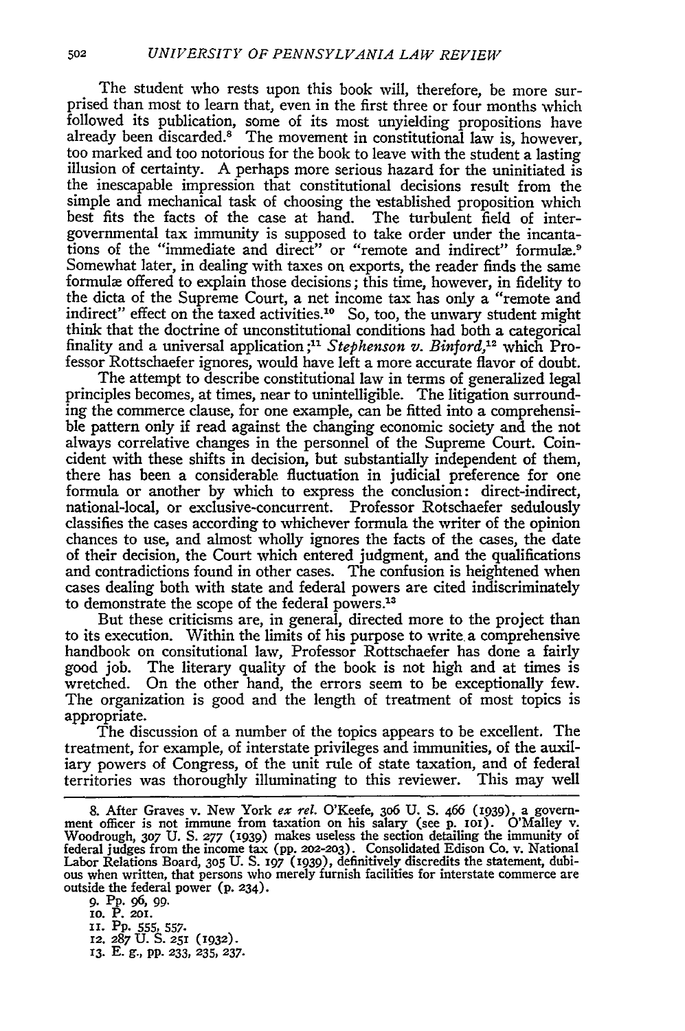The student who rests upon this book will, therefore, be more surprised than most to learn that, even in the first three or four months which followed its publication, some of its most unyielding propositions have already been discarded.[8] The movement in constitutional law is, however, too marked and too notorious for the book to leave with the student a lasting illusion of certainty. A perhaps more serious hazard for the uninitiated is the inescapable impression that constitutional decisions result from the simple and mechanical task of choosing the established proposition which best fits the facts of the case at hand. The turbulent field of intergovernmental tax immunity is supposed to take order under the incantations of the "immediate and direct" or "remote and indirect" formulæ.[9] Somewhat later, in dealing with taxes on exports, the reader finds the same formulæ offered to explain those decisions; this time, however, in fidelity to the dicta of the Supreme Court, a net income tax has only a "remote and indirect" effect on the taxed activities.[10] So, too, the unwary student might think that the doctrine of unconstitutional conditions had both a categorical finality and a universal application;[11] *Stephenson v. Binford*,[12] which Professor Rottschaefer ignores, would have left a more accurate flavor of doubt.

The attempt to describe constitutional law in terms of generalized legal principles becomes, at times, near to unintelligible. The litigation surrounding the commerce clause, for one example, can be fitted into a comprehensible pattern only if read against the changing economic society and the not always correlative changes in the personnel of the Supreme Court. Coincident with these shifts in decision, but substantially independent of them, there has been a considerable fluctuation in judicial preference for one formula or another by which to express the conclusion: direct-indirect, national-local, or exclusive-concurrent. Professor Rotschaefer sedulously classifies the cases according to whichever formula the writer of the opinion chances to use, and almost wholly ignores the facts of the cases, the date of their decision, the Court which entered judgment, and the qualifications and contradictions found in other cases. The confusion is heightened when cases dealing both with state and federal powers are cited indiscriminately to demonstrate the scope of the federal powers.[13]

But these criticisms are, in general, directed more to the project than to its execution. Within the limits of his purpose to write a comprehensive handbook on consitutional law, Professor Rottschaefer has done a fairly good job. The literary quality of the book is not high and at times is wretched. On the other hand, the errors seem to be exceptionally few. The organization is good and the length of treatment of most topics is appropriate.

The discussion of a number of the topics appears to be excellent. The treatment, for example, of interstate privileges and immunities, of the auxiliary powers of Congress, of the unit rule of state taxation, and of federal territories was thoroughly illuminating to this reviewer. This may well

---

8. After Graves v. New York *ex rel.* O'Keefe, 306 U. S. 466 (1939), a government officer is not immune from taxation on his salary (see p. 101). O'Malley v. Woodrough, 307 U. S. 277 (1939) makes useless the section detailing the immunity of federal judges from the income tax (pp. 202-203). Consolidated Edison Co. v. National Labor Relations Board, 305 U. S. 197 (1939), definitively discredits the statement, dubious when written, that persons who merely furnish facilities for interstate commerce are outside the federal power (p. 234).

9. Pp. 96, 99.

10. P. 201.

11. Pp. 555, 557.

12. 287 U. S. 251 (1932).

13. E. g., pp. 233, 235, 237.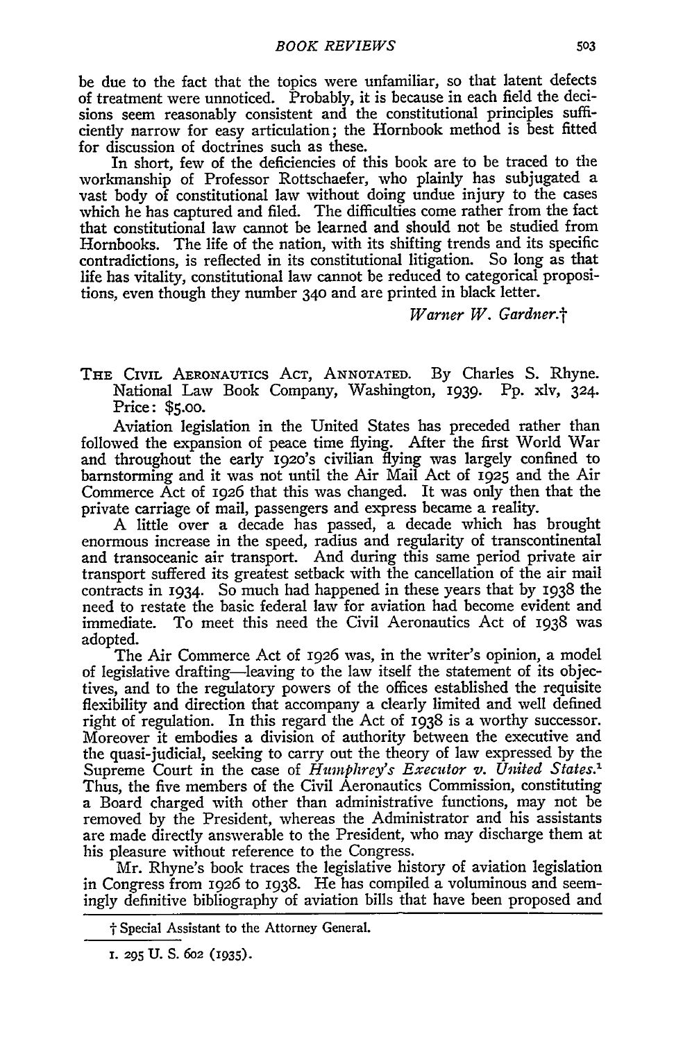be due to the fact that the topics were unfamiliar, so that latent defects of treatment were unnoticed. Probably, it is because in each field the decisions seem reasonably consistent and the constitutional principles sufficiently narrow for easy articulation; the Hornbook method is best fitted for discussion of doctrines such as these.

In short, few of the deficiencies of this book are to be traced to the workmanship of Professor Rottschaefer, who plainly has subjugated a vast body of constitutional law without doing undue injury to the cases which he has captured and filed. The difficulties come rather from the fact that constitutional law cannot be learned and should not be studied from Hornbooks. The life of the nation, with its shifting trends and its specific contradictions, is reflected in its constitutional litigation. So long as that life has vitality, constitutional law cannot be reduced to categorical propositions, even though they number 340 and are printed in black letter.

*Warner W. Gardner.*†

THE CIVIL AERONAUTICS ACT, ANNOTATED. By Charles S. Rhyne. National Law Book Company, Washington, 1939. Pp. xlv, 324. Price: $5.00.

Aviation legislation in the United States has preceded rather than followed the expansion of peace time flying. After the first World War and throughout the early 1920's civilian flying was largely confined to barnstorming and it was not until the Air Mail Act of 1925 and the Air Commerce Act of 1926 that this was changed. It was only then that the private carriage of mail, passengers and express became a reality.

A little over a decade has passed, a decade which has brought enormous increase in the speed, radius and regularity of transcontinental and transoceanic air transport. And during this same period private air transport suffered its greatest setback with the cancellation of the air mail contracts in 1934. So much had happened in these years that by 1938 the need to restate the basic federal law for aviation had become evident and immediate. To meet this need the Civil Aeronautics Act of 1938 was adopted.

The Air Commerce Act of 1926 was, in the writer's opinion, a model of legislative drafting—leaving to the law itself the statement of its objectives, and to the regulatory powers of the offices established the requisite flexibility and direction that accompany a clearly limited and well defined right of regulation. In this regard the Act of 1938 is a worthy successor. Moreover it embodies a division of authority between the executive and the quasi-judicial, seeking to carry out the theory of law expressed by the Supreme Court in the case of *Humphrey's Executor v. United States.*[1] Thus, the five members of the Civil Aeronautics Commission, constituting a Board charged with other than administrative functions, may not be removed by the President, whereas the Administrator and his assistants are made directly answerable to the President, who may discharge them at his pleasure without reference to the Congress.

Mr. Rhyne's book traces the legislative history of aviation legislation in Congress from 1926 to 1938. He has compiled a voluminous and seemingly definitive bibliography of aviation bills that have been proposed and

---

† Special Assistant to the Attorney General.

1. 295 U. S. 602 (1935).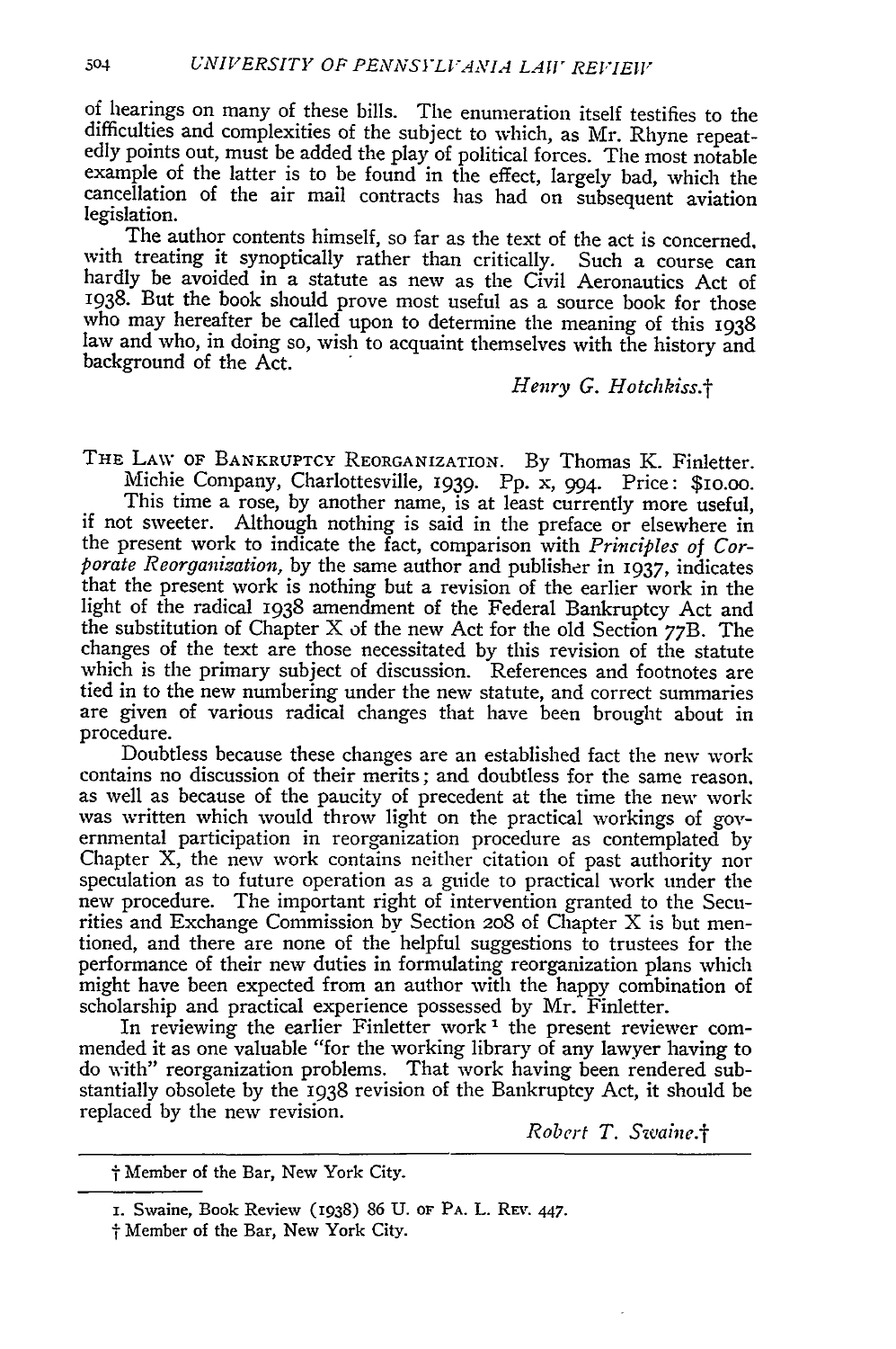of hearings on many of these bills. The enumeration itself testifies to the difficulties and complexities of the subject to which, as Mr. Rhyne repeatedly points out, must be added the play of political forces. The most notable example of the latter is to be found in the effect, largely bad, which the cancellation of the air mail contracts has had on subsequent aviation legislation.

The author contents himself, so far as the text of the act is concerned, with treating it synoptically rather than critically. Such a course can hardly be avoided in a statute as new as the Civil Aeronautics Act of 1938. But the book should prove most useful as a source book for those who may hereafter be called upon to determine the meaning of this 1938 law and who, in doing so, wish to acquaint themselves with the history and background of the Act.

*Henry G. Hotchkiss.*†

THE LAW OF BANKRUPTCY REORGANIZATION. By Thomas K. Finletter. Michie Company, Charlottesville, 1939. Pp. x, 994. Price: $10.00.

This time a rose, by another name, is at least currently more useful, if not sweeter. Although nothing is said in the preface or elsewhere in the present work to indicate the fact, comparison with *Principles of Corporate Reorganization*, by the same author and publisher in 1937, indicates that the present work is nothing but a revision of the earlier work in the light of the radical 1938 amendment of the Federal Bankruptcy Act and the substitution of Chapter X of the new Act for the old Section 77B. The changes of the text are those necessitated by this revision of the statute which is the primary subject of discussion. References and footnotes are tied in to the new numbering under the new statute, and correct summaries are given of various radical changes that have been brought about in procedure.

Doubtless because these changes are an established fact the new work contains no discussion of their merits; and doubtless for the same reason, as well as because of the paucity of precedent at the time the new work was written which would throw light on the practical workings of governmental participation in reorganization procedure as contemplated by Chapter X, the new work contains neither citation of past authority nor speculation as to future operation as a guide to practical work under the new procedure. The important right of intervention granted to the Securities and Exchange Commission by Section 208 of Chapter X is but mentioned, and there are none of the helpful suggestions to trustees for the performance of their new duties in formulating reorganization plans which might have been expected from an author with the happy combination of scholarship and practical experience possessed by Mr. Finletter.

In reviewing the earlier Finletter work [1] the present reviewer commended it as one valuable "for the working library of any lawyer having to do with" reorganization problems. That work having been rendered substantially obsolete by the 1938 revision of the Bankruptcy Act, it should be replaced by the new revision.

*Robert T. Swaine.*†

---

† Member of the Bar, New York City.

---

1. Swaine, Book Review (1938) 86 U. OF PA. L. REV. 447.

† Member of the Bar, New York City.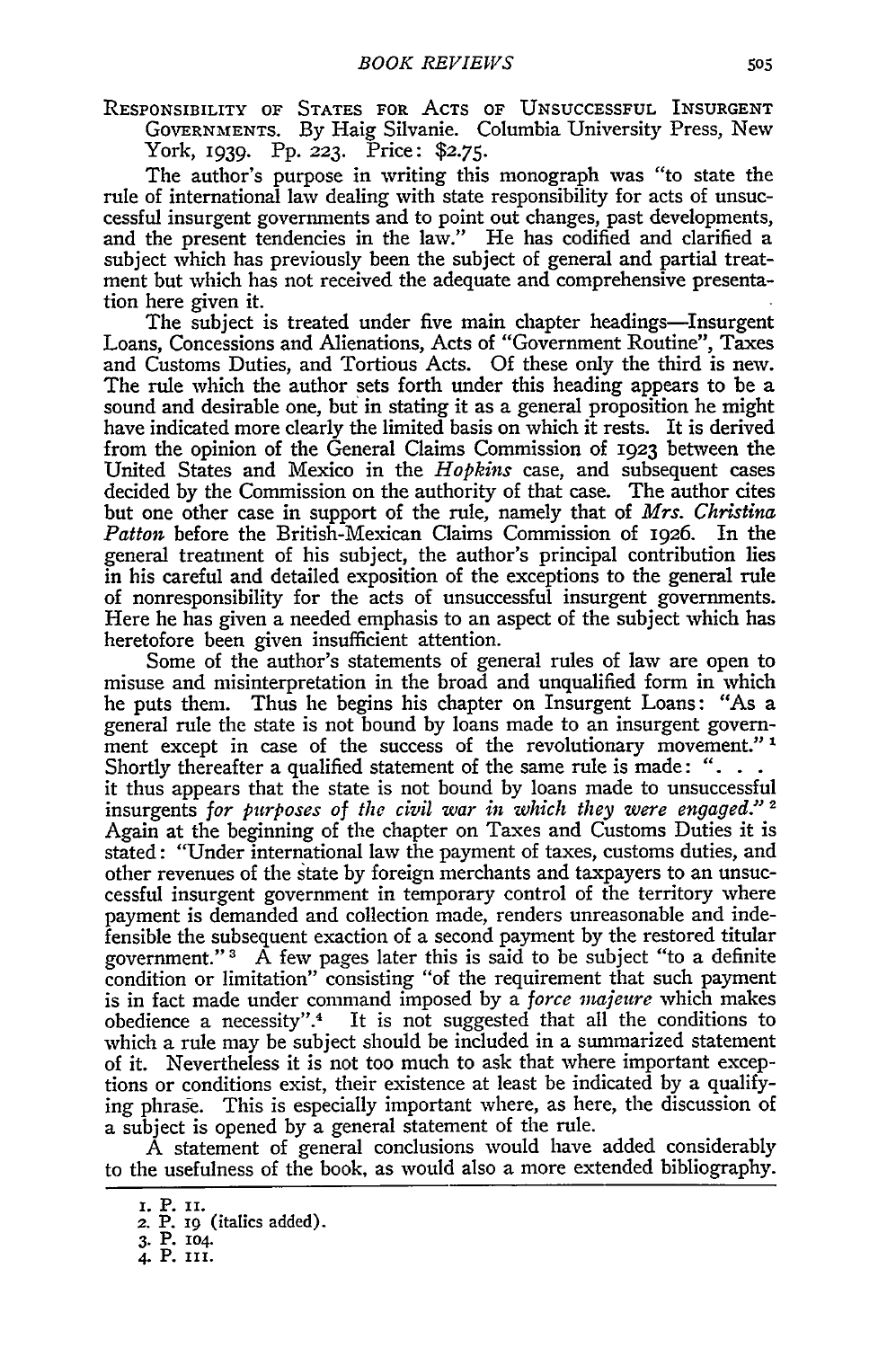RESPONSIBILITY OF STATES FOR ACTS OF UNSUCCESSFUL INSURGENT GOVERNMENTS. By Haig Silvanie. Columbia University Press, New York, 1939. Pp. 223. Price: $2.75.

The author's purpose in writing this monograph was "to state the rule of international law dealing with state responsibility for acts of unsuccessful insurgent governments and to point out changes, past developments, and the present tendencies in the law." He has codified and clarified a subject which has previously been the subject of general and partial treatment but which has not received the adequate and comprehensive presentation here given it.

The subject is treated under five main chapter headings—Insurgent Loans, Concessions and Alienations, Acts of "Government Routine", Taxes and Customs Duties, and Tortious Acts. Of these only the third is new. The rule which the author sets forth under this heading appears to be a sound and desirable one, but in stating it as a general proposition he might have indicated more clearly the limited basis on which it rests. It is derived from the opinion of the General Claims Commission of 1923 between the United States and Mexico in the *Hopkins* case, and subsequent cases decided by the Commission on the authority of that case. The author cites but one other case in support of the rule, namely that of *Mrs. Christina Patton* before the British-Mexican Claims Commission of 1926. In the general treatment of his subject, the author's principal contribution lies in his careful and detailed exposition of the exceptions to the general rule of nonresponsibility for the acts of unsuccessful insurgent governments. Here he has given a needed emphasis to an aspect of the subject which has heretofore been given insufficient attention.

Some of the author's statements of general rules of law are open to misuse and misinterpretation in the broad and unqualified form in which he puts them. Thus he begins his chapter on Insurgent Loans: "As a general rule the state is not bound by loans made to an insurgent government except in case of the success of the revolutionary movement."[1] Shortly thereafter a qualified statement of the same rule is made: ". . . it thus appears that the state is not bound by loans made to unsuccessful insurgents *for purposes of the civil war in which they were engaged.*"[2] Again at the beginning of the chapter on Taxes and Customs Duties it is stated: "Under international law the payment of taxes, customs duties, and other revenues of the state by foreign merchants and taxpayers to an unsuccessful insurgent government in temporary control of the territory where payment is demanded and collection made, renders unreasonable and indefensible the subsequent exaction of a second payment by the restored titular government."[3] A few pages later this is said to be subject "to a definite condition or limitation" consisting "of the requirement that such payment is in fact made under command imposed by a *force majeure* which makes obedience a necessity".[4] It is not suggested that all the conditions to which a rule may be subject should be included in a summarized statement of it. Nevertheless it is not too much to ask that where important exceptions or conditions exist, their existence at least be indicated by a qualifying phrase. This is especially important where, as here, the discussion of a subject is opened by a general statement of the rule.

A statement of general conclusions would have added considerably to the usefulness of the book, as would also a more extended bibliography.

1. P. 11.
2. P. 19 (italics added).
3. P. 104.
4. P. 111.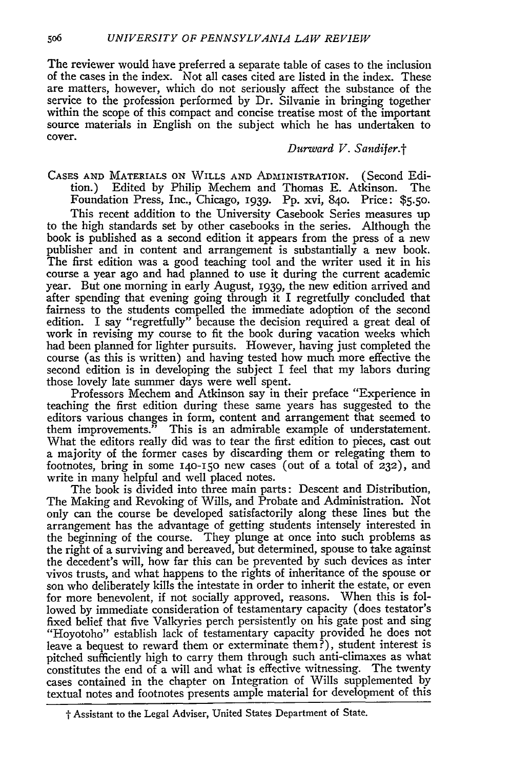The reviewer would have preferred a separate table of cases to the inclusion of the cases in the index. Not all cases cited are listed in the index. These are matters, however, which do not seriously affect the substance of the service to the profession performed by Dr. Silvanie in bringing together within the scope of this compact and concise treatise most of the important source materials in English on the subject which he has undertaken to cover.

*Durward V. Sandifer.*†

CASES AND MATERIALS ON WILLS AND ADMINISTRATION. (Second Edition.) Edited by Philip Mechem and Thomas E. Atkinson. The Foundation Press, Inc., Chicago, 1939. Pp. xvi, 840. Price: $5.50.

This recent addition to the University Casebook Series measures up to the high standards set by other casebooks in the series. Although the book is published as a second edition it appears from the press of a new publisher and in content and arrangement is substantially a new book. The first edition was a good teaching tool and the writer used it in his course a year ago and had planned to use it during the current academic year. But one morning in early August, 1939, the new edition arrived and after spending that evening going through it I regretfully concluded that fairness to the students compelled the immediate adoption of the second edition. I say "regretfully" because the decision required a great deal of work in revising my course to fit the book during vacation weeks which had been planned for lighter pursuits. However, having just completed the course (as this is written) and having tested how much more effective the second edition is in developing the subject I feel that my labors during those lovely late summer days were well spent.

Professors Mechem and Atkinson say in their preface "Experience in teaching the first edition during these same years has suggested to the editors various changes in form, content and arrangement that seemed to them improvements." This is an admirable example of understatement. What the editors really did was to tear the first edition to pieces, cast out a majority of the former cases by discarding them or relegating them to footnotes, bring in some 140-150 new cases (out of a total of 232), and write in many helpful and well placed notes.

The book is divided into three main parts: Descent and Distribution, The Making and Revoking of Wills, and Probate and Administration. Not only can the course be developed satisfactorily along these lines but the arrangement has the advantage of getting students intensely interested in the beginning of the course. They plunge at once into such problems as the right of a surviving and bereaved, but determined, spouse to take against the decedent's will, how far this can be prevented by such devices as inter vivos trusts, and what happens to the rights of inheritance of the spouse or son who deliberately kills the intestate in order to inherit the estate, or even for more benevolent, if not socially approved, reasons. When this is followed by immediate consideration of testamentary capacity (does testator's fixed belief that five Valkyries perch persistently on his gate post and sing "Hoyotoho" establish lack of testamentary capacity provided he does not leave a bequest to reward them or exterminate them?), student interest is pitched sufficiently high to carry them through such anti-climaxes as what constitutes the end of a will and what is effective witnessing. The twenty cases contained in the chapter on Integration of Wills supplemented by textual notes and footnotes presents ample material for development of this

† Assistant to the Legal Adviser, United States Department of State.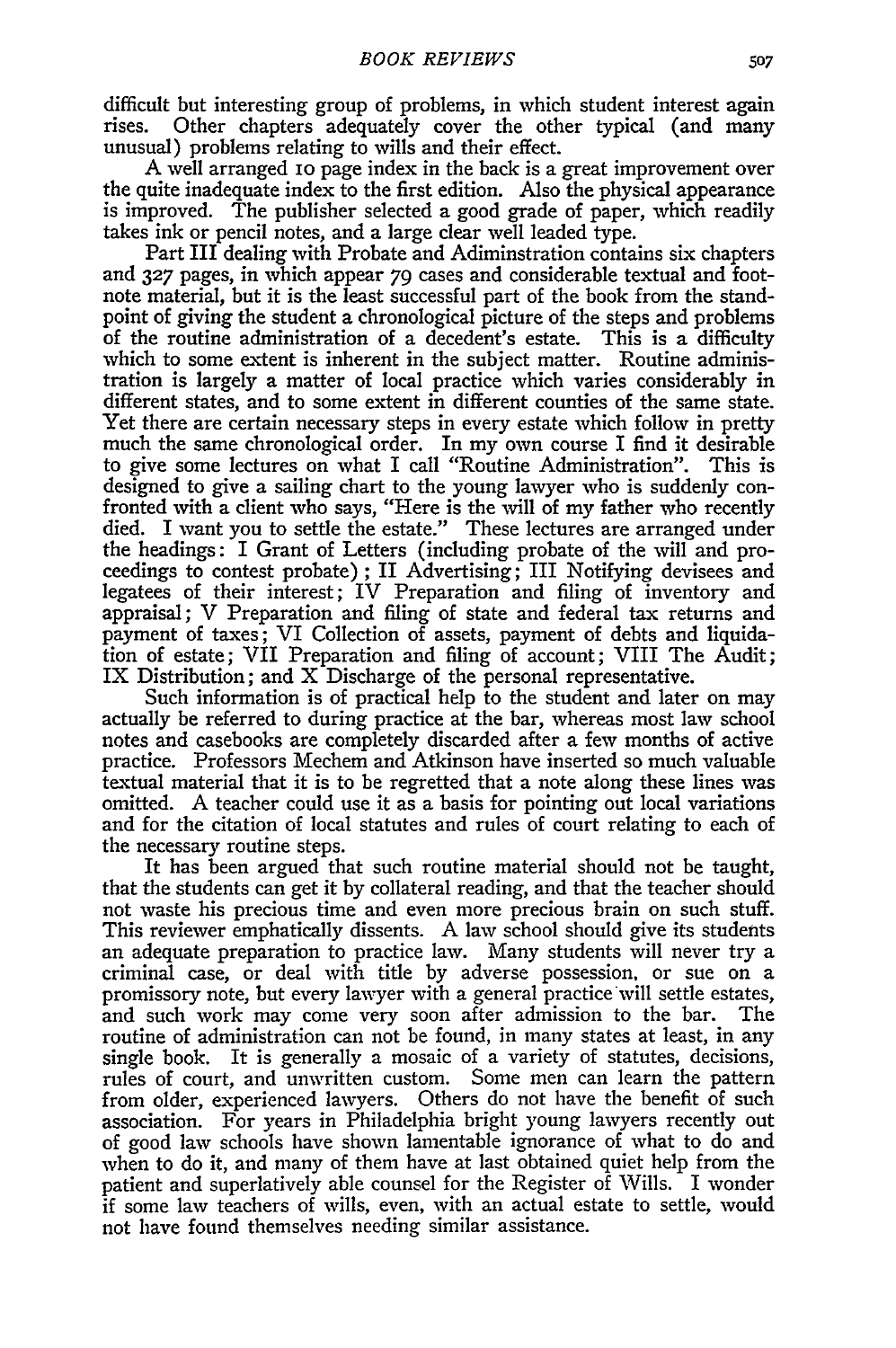difficult but interesting group of problems, in which student interest again rises. Other chapters adequately cover the other typical (and many unusual) problems relating to wills and their effect.

A well arranged 10 page index in the back is a great improvement over the quite inadequate index to the first edition. Also the physical appearance is improved. The publisher selected a good grade of paper, which readily takes ink or pencil notes, and a large clear well leaded type.

Part III dealing with Probate and Adiminstration contains six chapters and 327 pages, in which appear 79 cases and considerable textual and footnote material, but it is the least successful part of the book from the standpoint of giving the student a chronological picture of the steps and problems of the routine administration of a decedent's estate. This is a difficulty which to some extent is inherent in the subject matter. Routine administration is largely a matter of local practice which varies considerably in different states, and to some extent in different counties of the same state. Yet there are certain necessary steps in every estate which follow in pretty much the same chronological order. In my own course I find it desirable to give some lectures on what I call "Routine Administration". This is designed to give a sailing chart to the young lawyer who is suddenly confronted with a client who says, "Here is the will of my father who recently died. I want you to settle the estate." These lectures are arranged under the headings: I Grant of Letters (including probate of the will and proceedings to contest probate); II Advertising; III Notifying devisees and legatees of their interest; IV Preparation and filing of inventory and appraisal; V Preparation and filing of state and federal tax returns and payment of taxes; VI Collection of assets, payment of debts and liquidation of estate; VII Preparation and filing of account; VIII The Audit; IX Distribution; and X Discharge of the personal representative.

Such information is of practical help to the student and later on may actually be referred to during practice at the bar, whereas most law school notes and casebooks are completely discarded after a few months of active practice. Professors Mechem and Atkinson have inserted so much valuable textual material that it is to be regretted that a note along these lines was omitted. A teacher could use it as a basis for pointing out local variations and for the citation of local statutes and rules of court relating to each of the necessary routine steps.

It has been argued that such routine material should not be taught, that the students can get it by collateral reading, and that the teacher should not waste his precious time and even more precious brain on such stuff. This reviewer emphatically dissents. A law school should give its students an adequate preparation to practice law. Many students will never try a criminal case, or deal with title by adverse possession, or sue on a promissory note, but every lawyer with a general practice will settle estates, and such work may come very soon after admission to the bar. The routine of administration can not be found, in many states at least, in any single book. It is generally a mosaic of a variety of statutes, decisions, rules of court, and unwritten custom. Some men can learn the pattern from older, experienced lawyers. Others do not have the benefit of such association. For years in Philadelphia bright young lawyers recently out of good law schools have shown lamentable ignorance of what to do and when to do it, and many of them have at last obtained quiet help from the patient and superlatively able counsel for the Register of Wills. I wonder if some law teachers of wills, even, with an actual estate to settle, would not have found themselves needing similar assistance.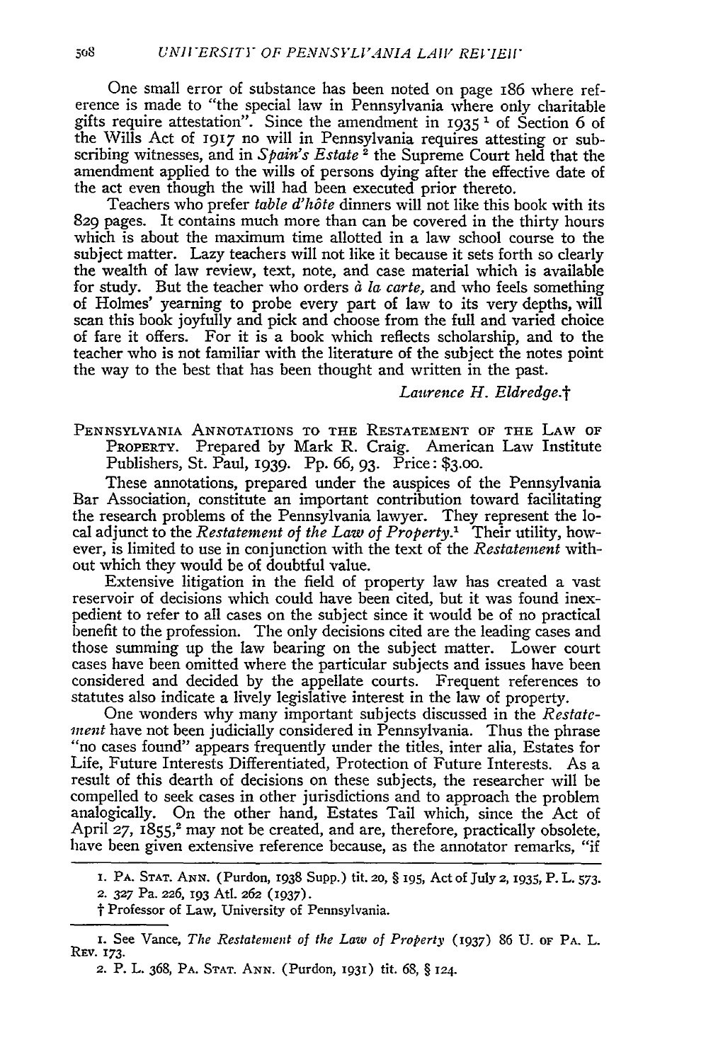One small error of substance has been noted on page 186 where reference is made to "the special law in Pennsylvania where only charitable gifts require attestation". Since the amendment in 1935 [1] of Section 6 of the Wills Act of 1917 no will in Pennsylvania requires attesting or subscribing witnesses, and in *Spain's Estate* [2] the Supreme Court held that the amendment applied to the wills of persons dying after the effective date of the act even though the will had been executed prior thereto.

Teachers who prefer *table d'hôte* dinners will not like this book with its 829 pages. It contains much more than can be covered in the thirty hours which is about the maximum time allotted in a law school course to the subject matter. Lazy teachers will not like it because it sets forth so clearly the wealth of law review, text, note, and case material which is available for study. But the teacher who orders *à la carte*, and who feels something of Holmes' yearning to probe every part of law to its very depths, will scan this book joyfully and pick and choose from the full and varied choice of fare it offers. For it is a book which reflects scholarship, and to the teacher who is not familiar with the literature of the subject the notes point the way to the best that has been thought and written in the past.

*Laurence H. Eldredge.*†

PENNSYLVANIA ANNOTATIONS TO THE RESTATEMENT OF THE LAW OF PROPERTY. Prepared by Mark R. Craig. American Law Institute Publishers, St. Paul, 1939. Pp. 66, 93. Price: $3.00.

These annotations, prepared under the auspices of the Pennsylvania Bar Association, constitute an important contribution toward facilitating the research problems of the Pennsylvania lawyer. They represent the local adjunct to the *Restatement of the Law of Property*.[1] Their utility, however, is limited to use in conjunction with the text of the *Restatement* without which they would be of doubtful value.

Extensive litigation in the field of property law has created a vast reservoir of decisions which could have been cited, but it was found inexpedient to refer to all cases on the subject since it would be of no practical benefit to the profession. The only decisions cited are the leading cases and those summing up the law bearing on the subject matter. Lower court cases have been omitted where the particular subjects and issues have been considered and decided by the appellate courts. Frequent references to statutes also indicate a lively legislative interest in the law of property.

One wonders why many important subjects discussed in the *Restatement* have not been judicially considered in Pennsylvania. Thus the phrase "no cases found" appears frequently under the titles, inter alia, Estates for Life, Future Interests Differentiated, Protection of Future Interests. As a result of this dearth of decisions on these subjects, the researcher will be compelled to seek cases in other jurisdictions and to approach the problem analogically. On the other hand, Estates Tail which, since the Act of April 27, 1855,[2] may not be created, and are, therefore, practically obsolete, have been given extensive reference because, as the annotator remarks, "if

1. PA. STAT. ANN. (Purdon, 1938 Supp.) tit. 20, § 195, Act of July 2, 1935, P. L. 573.
2. 327 Pa. 226, 193 Atl. 262 (1937).

† Professor of Law, University of Pennsylvania.

1. See Vance, *The Restatement of the Law of Property* (1937) 86 U. OF PA. L. REV. 173.
2. P. L. 368, PA. STAT. ANN. (Purdon, 1931) tit. 68, § 124.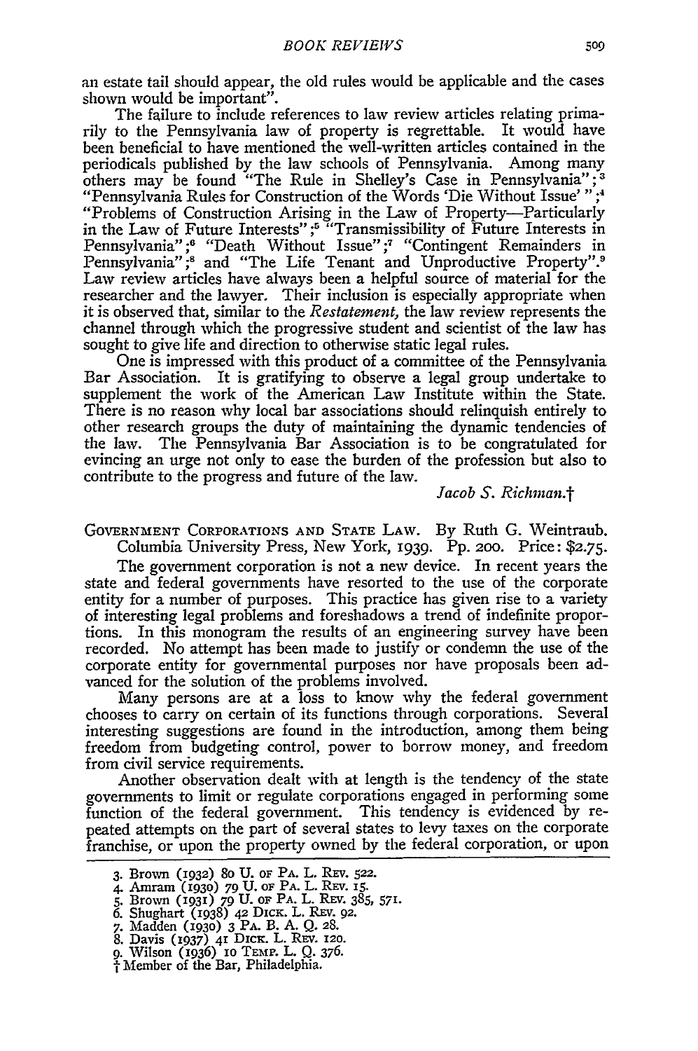an estate tail should appear, the old rules would be applicable and the cases shown would be important".

The failure to include references to law review articles relating primarily to the Pennsylvania law of property is regrettable. It would have been beneficial to have mentioned the well-written articles contained in the periodicals published by the law schools of Pennsylvania. Among many others may be found "The Rule in Shelley's Case in Pennsylvania";[3] "Pennsylvania Rules for Construction of the Words 'Die Without Issue'";[4] "Problems of Construction Arising in the Law of Property—Particularly in the Law of Future Interests";[5] "Transmissibility of Future Interests in Pennsylvania";[6] "Death Without Issue";[7] "Contingent Remainders in Pennsylvania";[8] and "The Life Tenant and Unproductive Property".[9] Law review articles have always been a helpful source of material for the researcher and the lawyer. Their inclusion is especially appropriate when it is observed that, similar to the *Restatement*, the law review represents the channel through which the progressive student and scientist of the law has sought to give life and direction to otherwise static legal rules.

One is impressed with this product of a committee of the Pennsylvania Bar Association. It is gratifying to observe a legal group undertake to supplement the work of the American Law Institute within the State. There is no reason why local bar associations should relinquish entirely to other research groups the duty of maintaining the dynamic tendencies of the law. The Pennsylvania Bar Association is to be congratulated for evincing an urge not only to ease the burden of the profession but also to contribute to the progress and future of the law.

*Jacob S. Richman.*†

GOVERNMENT CORPORATIONS AND STATE LAW. By Ruth G. Weintraub. Columbia University Press, New York, 1939. Pp. 200. Price: $2.75.

The government corporation is not a new device. In recent years the state and federal governments have resorted to the use of the corporate entity for a number of purposes. This practice has given rise to a variety of interesting legal problems and foreshadows a trend of indefinite proportions. In this monogram the results of an engineering survey have been recorded. No attempt has been made to justify or condemn the use of the corporate entity for governmental purposes nor have proposals been advanced for the solution of the problems involved.

Many persons are at a loss to know why the federal government chooses to carry on certain of its functions through corporations. Several interesting suggestions are found in the introduction, among them being freedom from budgeting control, power to borrow money, and freedom from civil service requirements.

Another observation dealt with at length is the tendency of the state governments to limit or regulate corporations engaged in performing some function of the federal government. This tendency is evidenced by repeated attempts on the part of several states to levy taxes on the corporate franchise, or upon the property owned by the federal corporation, or upon

3. Brown (1932) 80 U. OF PA. L. REV. 522.
4. Amram (1930) 79 U. OF PA. L. REV. 15.
5. Brown (1931) 79 U. OF PA. L. REV. 385, 571.
6. Shughart (1938) 42 DICK. L. REV. 92.
7. Madden (1930) 3 PA. B. A. Q. 28.
8. Davis (1937) 41 DICK. L. REV. 120.
9. Wilson (1936) 10 TEMP. L. Q. 376.

† Member of the Bar, Philadelphia.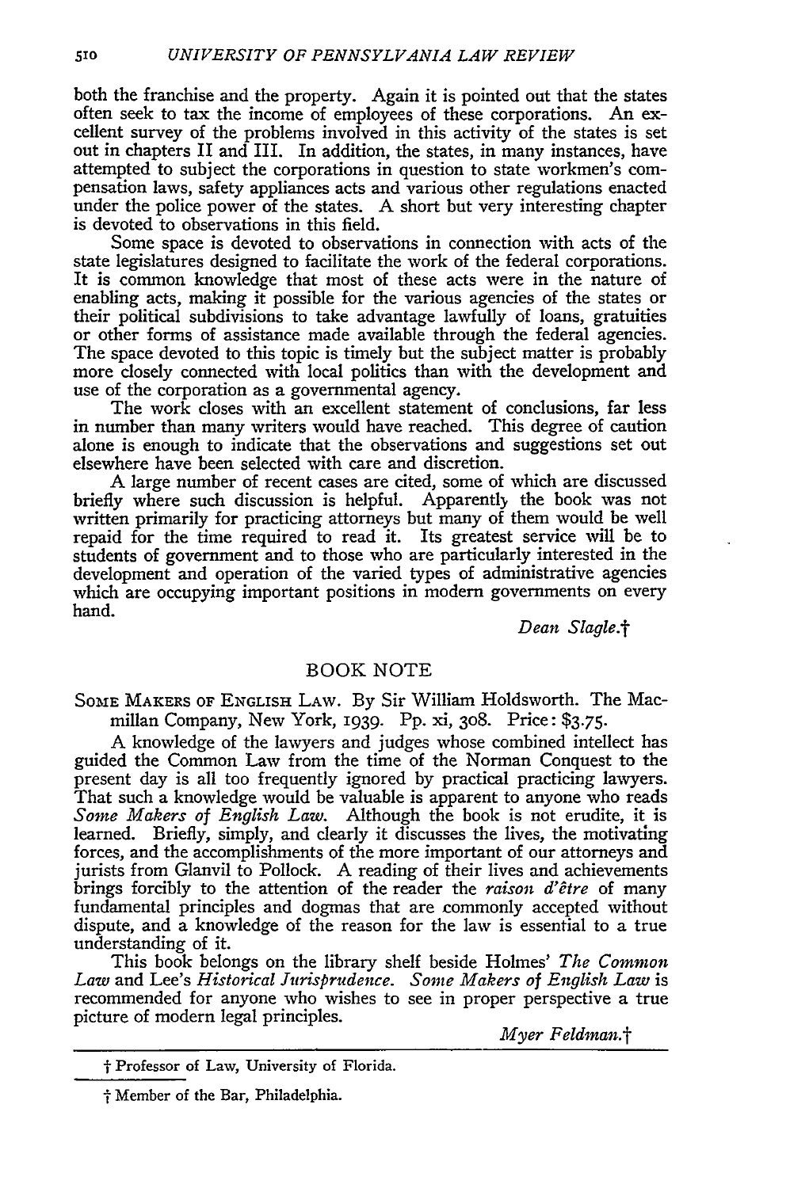both the franchise and the property. Again it is pointed out that the states often seek to tax the income of employees of these corporations. An excellent survey of the problems involved in this activity of the states is set out in chapters II and III. In addition, the states, in many instances, have attempted to subject the corporations in question to state workmen's compensation laws, safety appliances acts and various other regulations enacted under the police power of the states. A short but very interesting chapter is devoted to observations in this field.

Some space is devoted to observations in connection with acts of the state legislatures designed to facilitate the work of the federal corporations. It is common knowledge that most of these acts were in the nature of enabling acts, making it possible for the various agencies of the states or their political subdivisions to take advantage lawfully of loans, gratuities or other forms of assistance made available through the federal agencies. The space devoted to this topic is timely but the subject matter is probably more closely connected with local politics than with the development and use of the corporation as a governmental agency.

The work closes with an excellent statement of conclusions, far less in number than many writers would have reached. This degree of caution alone is enough to indicate that the observations and suggestions set out elsewhere have been selected with care and discretion.

A large number of recent cases are cited, some of which are discussed briefly where such discussion is helpful. Apparently the book was not written primarily for practicing attorneys but many of them would be well repaid for the time required to read it. Its greatest service will be to students of government and to those who are particularly interested in the development and operation of the varied types of administrative agencies which are occupying important positions in modern governments on every hand.

*Dean Slagle.*†

## BOOK NOTE

SOME MAKERS OF ENGLISH LAW. By Sir William Holdsworth. The Macmillan Company, New York, 1939. Pp. xi, 308. Price: $3.75.

A knowledge of the lawyers and judges whose combined intellect has guided the Common Law from the time of the Norman Conquest to the present day is all too frequently ignored by practical practicing lawyers. That such a knowledge would be valuable is apparent to anyone who reads *Some Makers of English Law.* Although the book is not erudite, it is learned. Briefly, simply, and clearly it discusses the lives, the motivating forces, and the accomplishments of the more important of our attorneys and jurists from Glanvil to Pollock. A reading of their lives and achievements brings forcibly to the attention of the reader the *raison d'être* of many fundamental principles and dogmas that are commonly accepted without dispute, and a knowledge of the reason for the law is essential to a true understanding of it.

This book belongs on the library shelf beside Holmes' *The Common Law* and Lee's *Historical Jurisprudence. Some Makers of English Law* is recommended for anyone who wishes to see in proper perspective a true picture of modern legal principles.

*Myer Feldman.*†

---

† Professor of Law, University of Florida.

† Member of the Bar, Philadelphia.